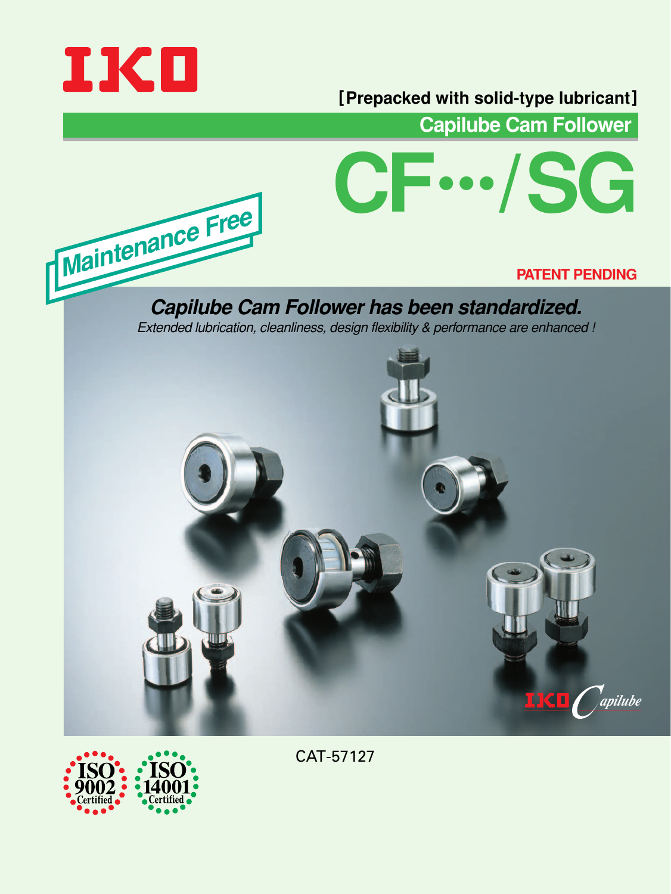IKO

[Prepacked with solid-type lubricant]

## Capilube Cam Follower

# CF…/SG

Maintenance Free

PATENT PENDING

***Capilube Cam Follower has been standardized.***

*Extended lubrication, cleanliness, design flexibility & performance are enhanced !*

IKO Capilube

ISO 9002 Certified

ISO 14001 Certified

CAT-57127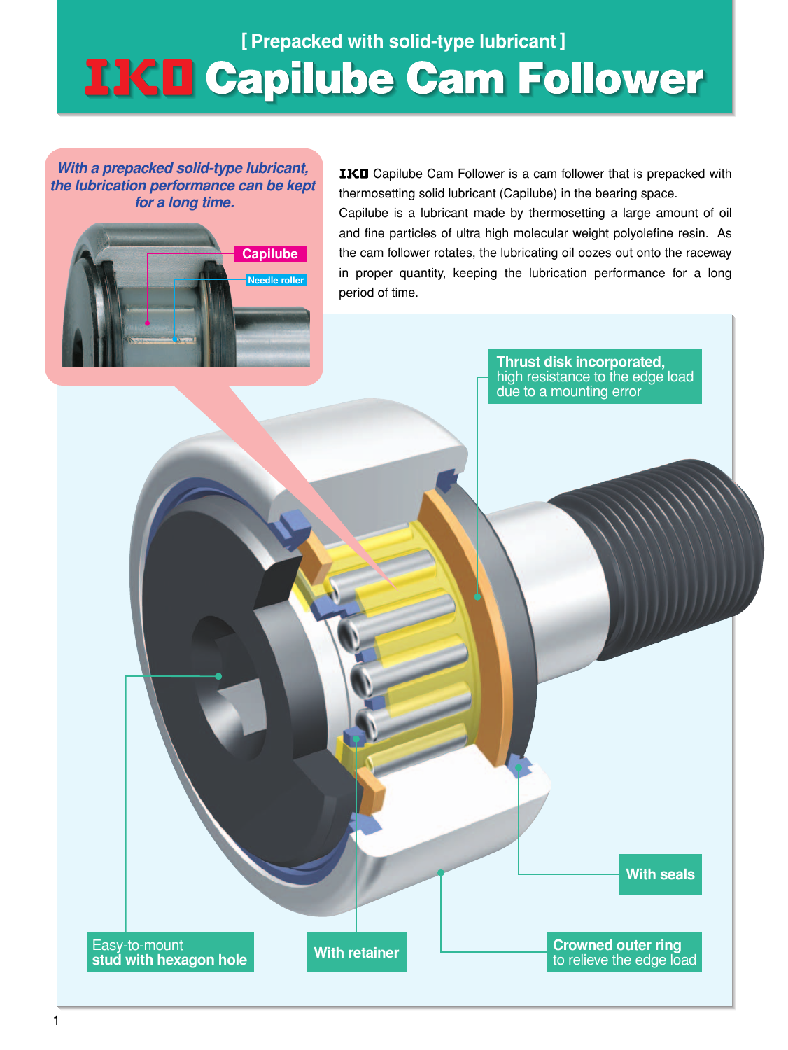## [ Prepacked with solid-type lubricant ]

# IKO Capilube Cam Follower

*With a prepacked solid-type lubricant, the lubrication performance can be kept for a long time.*

Capilube

Needle roller

IKO Capilube Cam Follower is a cam follower that is prepacked with thermosetting solid lubricant (Capilube) in the bearing space.
Capilube is a lubricant made by thermosetting a large amount of oil and fine particles of ultra high molecular weight polyolefine resin. As the cam follower rotates, the lubricating oil oozes out onto the raceway in proper quantity, keeping the lubrication performance for a long period of time.

**Thrust disk incorporated,** high resistance to the edge load due to a mounting error

**With seals**

Easy-to-mount **stud with hexagon hole**

**With retainer**

**Crowned outer ring** to relieve the edge load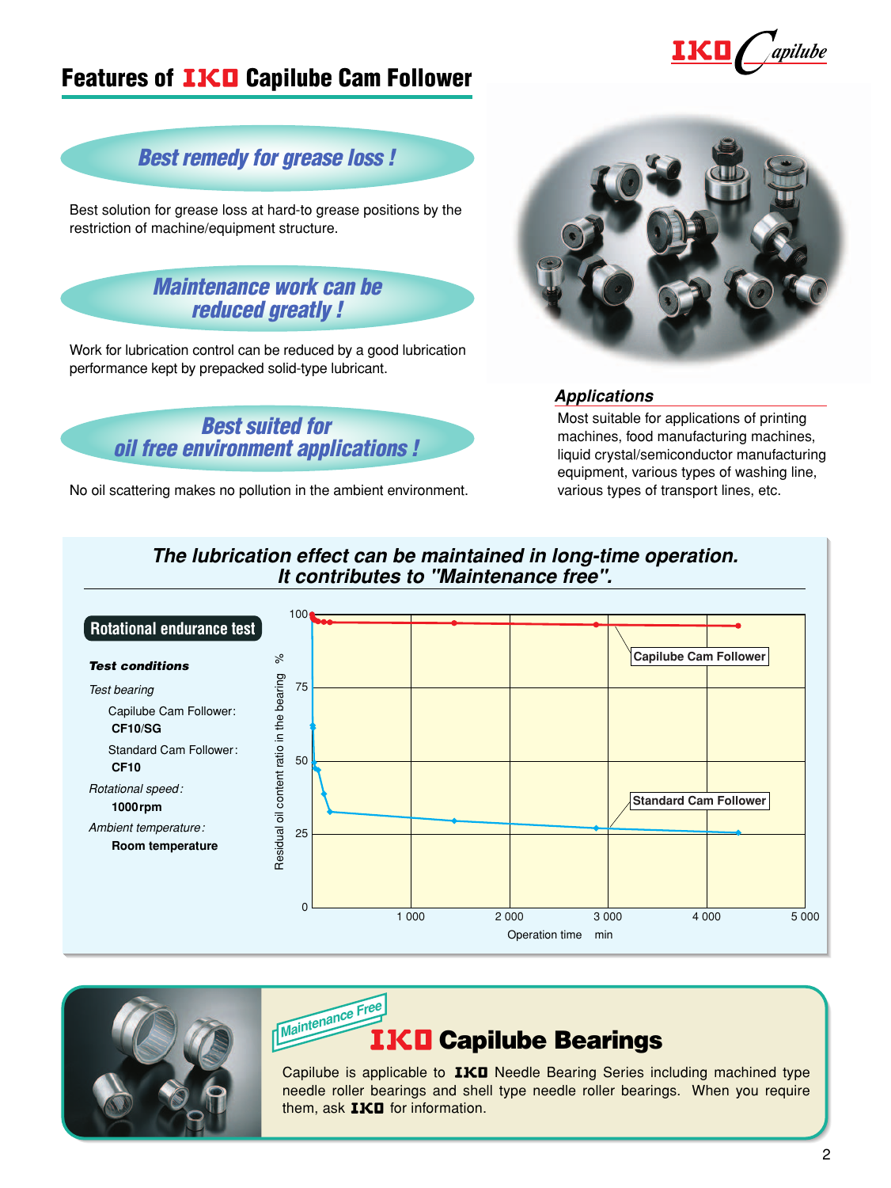# Features of IKO Capilube Cam Follower

### *Best remedy for grease loss !*

Best solution for grease loss at hard-to grease positions by the restriction of machine/equipment structure.

### *Maintenance work can be reduced greatly !*

Work for lubrication control can be reduced by a good lubrication performance kept by prepacked solid-type lubricant.

### *Best suited for oil free environment applications !*

No oil scattering makes no pollution in the ambient environment.

### *Applications*

Most suitable for applications of printing machines, food manufacturing machines, liquid crystal/semiconductor manufacturing equipment, various types of washing line, various types of transport lines, etc.

## *The lubrication effect can be maintained in long-time operation. It contributes to "Maintenance free".*

**Rotational endurance test**

***Test conditions***

*Test bearing*

Capilube Cam Follower: **CF10/SG**

Standard Cam Follower: **CF10**

*Rotational speed:* **1000 rpm**

*Ambient temperature:* **Room temperature**

Residual oil content ratio in the bearing % (0, 25, 50, 75, 100) vs. Operation time min (1 000, 2 000, 3 000, 4 000, 5 000)

Capilube Cam Follower

Standard Cam Follower

## Maintenance Free — IKO Capilube Bearings

Capilube is applicable to IKO Needle Bearing Series including machined type needle roller bearings and shell type needle roller bearings. When you require them, ask IKO for information.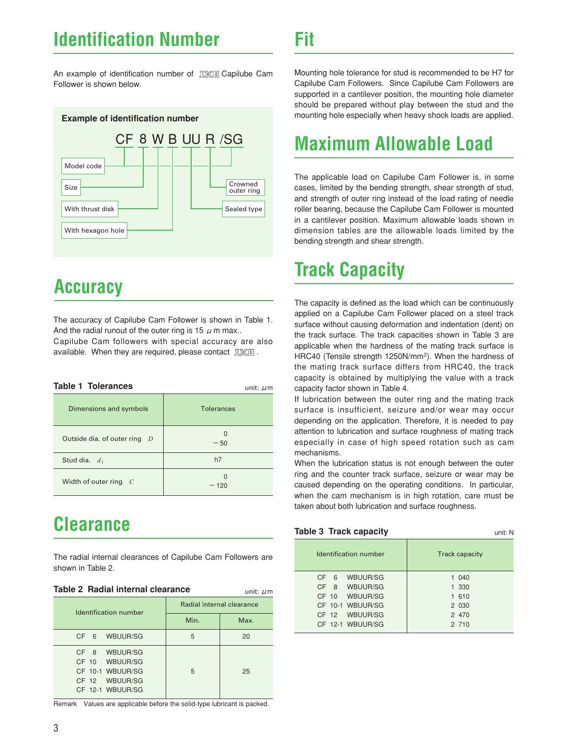# Identification Number

An example of identification number of IKO Capilube Cam Follower is shown below.

**Example of identification number**

CF 8 W B UU R /SG

- CF — Model code
- 8 — Size
- W — With thrust disk
- B — With hexagon hole
- UU — Sealed type
- R — Crowned outer ring

# Accuracy

The accuracy of Capilube Cam Follower is shown in Table 1. And the radial runout of the outer ring is 15 $\mu$m max.. Capilube Cam followers with special accuracy are also available. When they are required, please contact IKO.

**Table 1 Tolerances** unit: $\mu$m

| Dimensions and symbols | Tolerances |
|---|---|
| Outside dia. of outer ring $D$ | 0<br>−50 |
| Stud dia. $d_1$ | h7 |
| Width of outer ring $C$ | 0<br>−120 |

# Clearance

The radial internal clearances of Capilube Cam Followers are shown in Table 2.

**Table 2 Radial internal clearance** unit: $\mu$m

| Identification number | Radial internal clearance | |
|---|---|---|
| | Min. | Max. |
| CF 6 WBUUR/SG | 5 | 20 |
| CF 8 WBUUR/SG<br>CF 10 WBUUR/SG<br>CF 10-1 WBUUR/SG<br>CF 12 WBUUR/SG<br>CF 12-1 WBUUR/SG | 5 | 25 |

Remark Values are applicable before the solid-type lubricant is packed.

# Fit

Mounting hole tolerance for stud is recommended to be H7 for Capilube Cam Followers. Since Capilube Cam Followers are supported in a cantilever position, the mounting hole diameter should be prepared without play between the stud and the mounting hole especially when heavy shock loads are applied.

# Maximum Allowable Load

The applicable load on Capilube Cam Follower is, in some cases, limited by the bending strength, shear strength of stud, and strength of outer ring instead of the load rating of needle roller bearing, because the Capilube Cam Follower is mounted in a cantilever position. Maximum allowable loads shown in dimension tables are the allowable loads limited by the bending strength and shear strength.

# Track Capacity

The capacity is defined as the load which can be continuously applied on a Capilube Cam Follower placed on a steel track surface without causing deformation and indentation (dent) on the track surface. The track capacities shown in Table 3 are applicable when the hardness of the mating track surface is HRC40 (Tensile strength 1250N/mm$^2$). When the hardness of the mating track surface differs from HRC40, the track capacity is obtained by multiplying the value with a track capacity factor shown in Table 4.

If lubrication between the outer ring and the mating track surface is insufficient, seizure and/or wear may occur depending on the application. Therefore, it is needed to pay attention to lubrication and surface roughness of mating track especially in case of high speed rotation such as cam mechanisms.

When the lubrication status is not enough between the outer ring and the counter track surface, seizure or wear may be caused depending on the operating conditions. In particular, when the cam mechanism is in high rotation, care must be taken about both lubrication and surface roughness.

**Table 3 Track capacity** unit: N

| Identification number | Track capacity |
|---|---|
| CF 6 WBUUR/SG | 1 040 |
| CF 8 WBUUR/SG | 1 330 |
| CF 10 WBUUR/SG | 1 610 |
| CF 10-1 WBUUR/SG | 2 030 |
| CF 12 WBUUR/SG | 2 470 |
| CF 12-1 WBUUR/SG | 2 710 |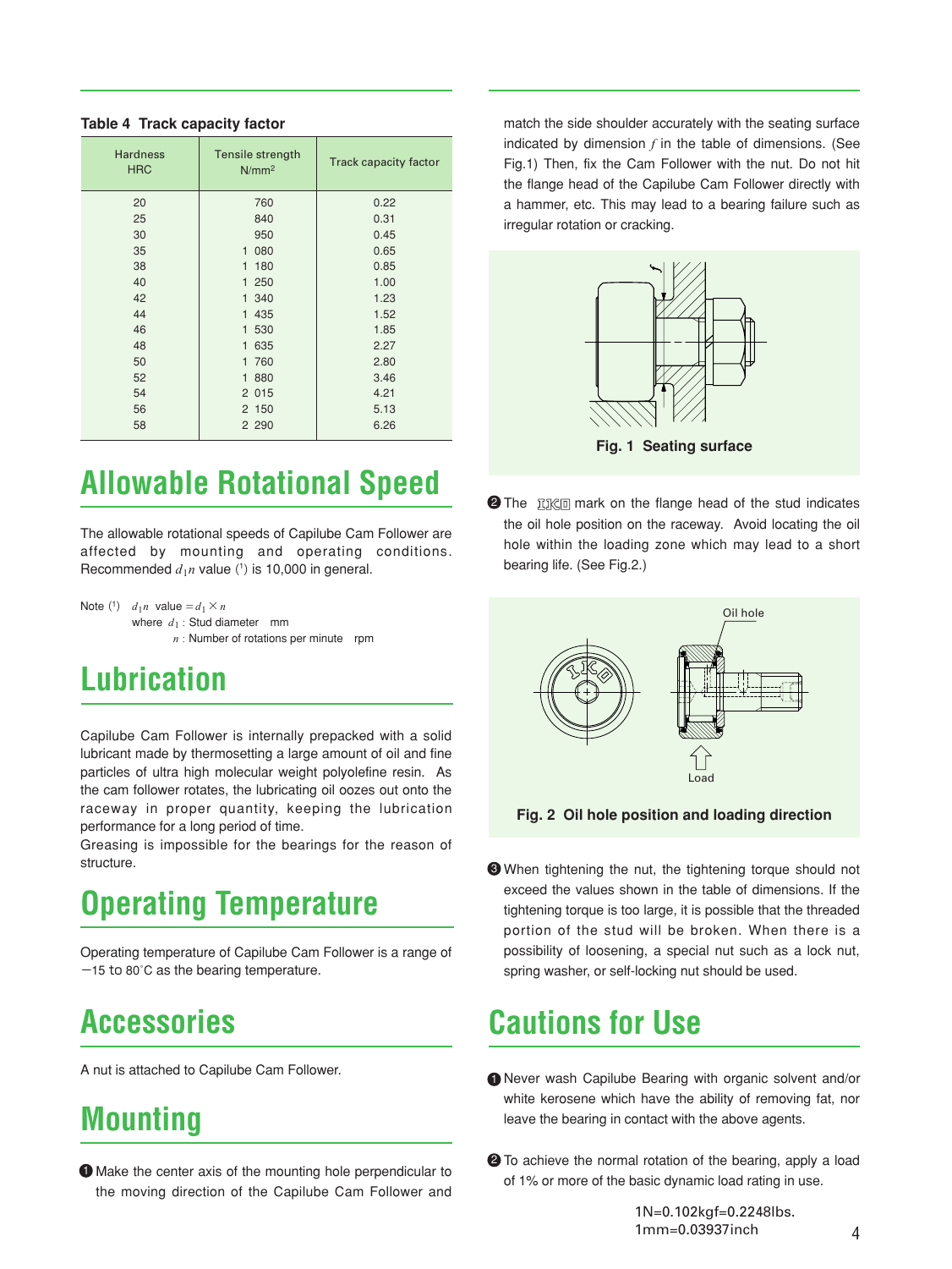**Table 4 Track capacity factor**

| Hardness HRC | Tensile strength N/mm² | Track capacity factor |
|---|---|---|
| 20 | 760 | 0.22 |
| 25 | 840 | 0.31 |
| 30 | 950 | 0.45 |
| 35 | 1 080 | 0.65 |
| 38 | 1 180 | 0.85 |
| 40 | 1 250 | 1.00 |
| 42 | 1 340 | 1.23 |
| 44 | 1 435 | 1.52 |
| 46 | 1 530 | 1.85 |
| 48 | 1 635 | 2.27 |
| 50 | 1 760 | 2.80 |
| 52 | 1 880 | 3.46 |
| 54 | 2 015 | 4.21 |
| 56 | 2 150 | 5.13 |
| 58 | 2 290 | 6.26 |

# Allowable Rotational Speed

The allowable rotational speeds of Capilube Cam Follower are affected by mounting and operating conditions. Recommended $d_1 n$ value [1] is 10,000 in general.

Note [1] $d_1 n$ value $= d_1 \times n$
where $d_1$ : Stud diameter mm
$n$ : Number of rotations per minute rpm

# Lubrication

Capilube Cam Follower is internally prepacked with a solid lubricant made by thermosetting a large amount of oil and fine particles of ultra high molecular weight polyolefine resin. As the cam follower rotates, the lubricating oil oozes out onto the raceway in proper quantity, keeping the lubrication performance for a long period of time.
Greasing is impossible for the bearings for the reason of structure.

# Operating Temperature

Operating temperature of Capilube Cam Follower is a range of −15 to 80°C as the bearing temperature.

# Accessories

A nut is attached to Capilube Cam Follower.

# Mounting

1. Make the center axis of the mounting hole perpendicular to the moving direction of the Capilube Cam Follower and match the side shoulder accurately with the seating surface indicated by dimension $f$ in the table of dimensions. (See Fig.1) Then, fix the Cam Follower with the nut. Do not hit the flange head of the Capilube Cam Follower directly with a hammer, etc. This may lead to a bearing failure such as irregular rotation or cracking.

**Fig. 1 Seating surface**

2. The IKO mark on the flange head of the stud indicates the oil hole position on the raceway. Avoid locating the oil hole within the loading zone which may lead to a short bearing life. (See Fig.2.)

Oil hole

Load

**Fig. 2 Oil hole position and loading direction**

3. When tightening the nut, the tightening torque should not exceed the values shown in the table of dimensions. If the tightening torque is too large, it is possible that the threaded portion of the stud will be broken. When there is a possibility of loosening, a special nut such as a lock nut, spring washer, or self-locking nut should be used.

# Cautions for Use

1. Never wash Capilube Bearing with organic solvent and/or white kerosene which have the ability of removing fat, nor leave the bearing in contact with the above agents.

2. To achieve the normal rotation of the bearing, apply a load of 1% or more of the basic dynamic load rating in use.

1N=0.102kgf=0.2248lbs.
1mm=0.03937inch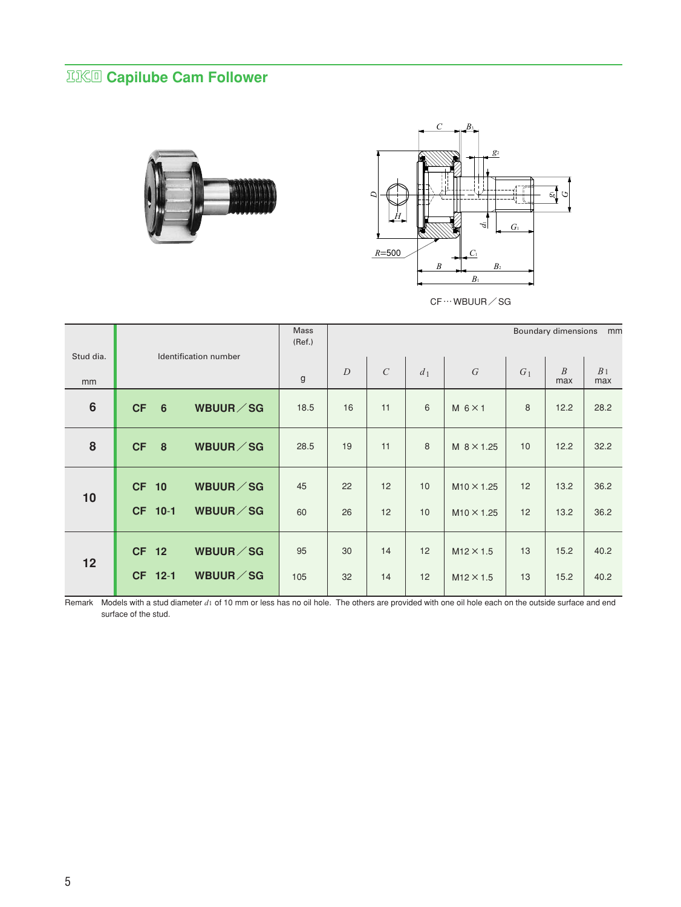## IKO Capilube Cam Follower

CF…WBUUR／SG

| Stud dia. mm | Identification number | Mass (Ref.) g | Boundary dimensions mm $D$ | $C$ | $d_1$ | $G$ | $G_1$ | $B$ max | $B_1$ max |
|---|---|---|---|---|---|---|---|---|---|
| 6 | **CF 6 WBUUR／SG** | 18.5 | 16 | 11 | 6 | M 6×1 | 8 | 12.2 | 28.2 |
| 8 | **CF 8 WBUUR／SG** | 28.5 | 19 | 11 | 8 | M 8×1.25 | 10 | 12.2 | 32.2 |
| 10 | **CF 10 WBUUR／SG** | 45 | 22 | 12 | 10 | M10×1.25 | 12 | 13.2 | 36.2 |
|  | **CF 10-1 WBUUR／SG** | 60 | 26 | 12 | 10 | M10×1.25 | 12 | 13.2 | 36.2 |
| 12 | **CF 12 WBUUR／SG** | 95 | 30 | 14 | 12 | M12×1.5 | 13 | 15.2 | 40.2 |
|  | **CF 12-1 WBUUR／SG** | 105 | 32 | 14 | 12 | M12×1.5 | 13 | 15.2 | 40.2 |

Remark Models with a stud diameter $d_1$ of 10 mm or less has no oil hole. The others are provided with one oil hole each on the outside surface and end surface of the stud.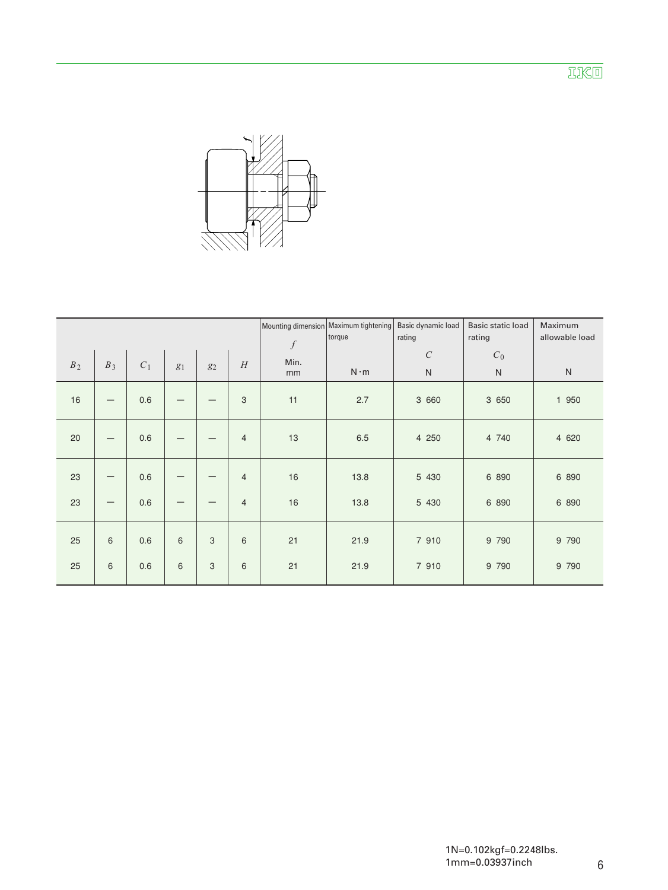| $B_2$ | $B_3$ | $C_1$ | $g_1$ | $g_2$ | $H$ | Mounting dimension $f$ Min. mm | Maximum tightening torque N·m | Basic dynamic load rating $C$ N | Basic static load rating $C_0$ N | Maximum allowable load N |
|---|---|---|---|---|---|---|---|---|---|---|
| 16 | — | 0.6 | — | — | 3 | 11 | 2.7 | 3 660 | 3 650 | 1 950 |
| 20 | — | 0.6 | — | — | 4 | 13 | 6.5 | 4 250 | 4 740 | 4 620 |
| 23 | — | 0.6 | — | — | 4 | 16 | 13.8 | 5 430 | 6 890 | 6 890 |
| 23 | — | 0.6 | — | — | 4 | 16 | 13.8 | 5 430 | 6 890 | 6 890 |
| 25 | 6 | 0.6 | 6 | 3 | 6 | 21 | 21.9 | 7 910 | 9 790 | 9 790 |
| 25 | 6 | 0.6 | 6 | 3 | 6 | 21 | 21.9 | 7 910 | 9 790 | 9 790 |

1N=0.102kgf=0.2248lbs.
1mm=0.03937inch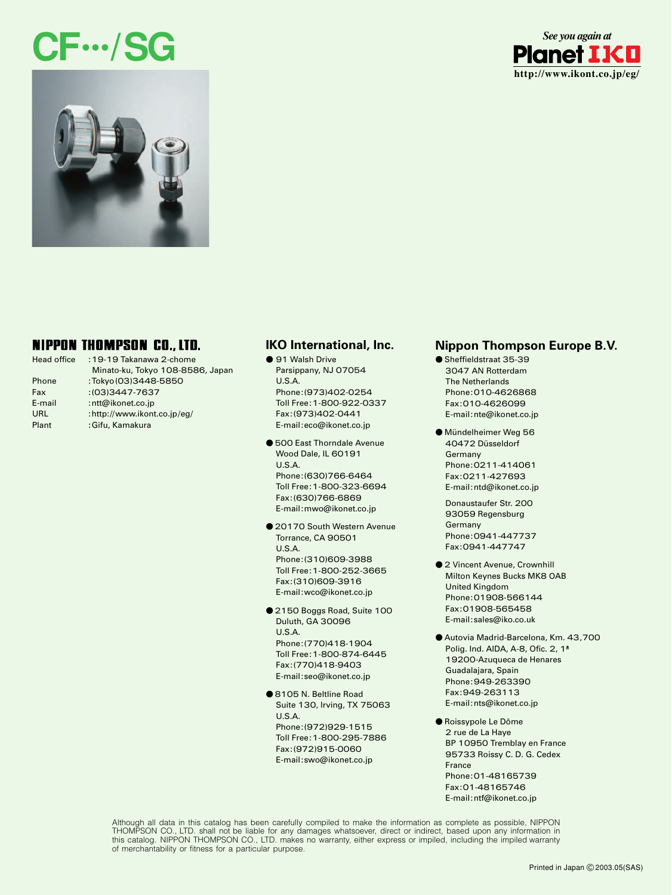# CF…/SG

*See you again at*

**Planet IKO**

http://www.ikont.co.jp/eg/

## NIPPON THOMPSON CO., LTD.

| | |
|---|---|
| Head office | :19-19 Takanawa 2-chome Minato-ku, Tokyo 108-8586, Japan |
| Phone | :Tokyo(03)3448-5850 |
| Fax | :(03)3447-7637 |
| E-mail | :ntt@ikonet.co.jp |
| URL | :http://www.ikont.co.jp/eg/ |
| Plant | :Gifu, Kamakura |

## IKO International, Inc.

- 91 Walsh Drive
  Parsippany, NJ 07054
  U.S.A.
  Phone:(973)402-0254
  Toll Free:1-800-922-0337
  Fax:(973)402-0441
  E-mail:eco@ikonet.co.jp

- 500 East Thorndale Avenue
  Wood Dale, IL 60191
  U.S.A.
  Phone:(630)766-6464
  Toll Free:1-800-323-6694
  Fax:(630)766-6869
  E-mail:mwo@ikonet.co.jp

- 20170 South Western Avenue
  Torrance, CA 90501
  U.S.A.
  Phone:(310)609-3988
  Toll Free:1-800-252-3665
  Fax:(310)609-3916
  E-mail:wco@ikonet.co.jp

- 2150 Boggs Road, Suite 100
  Duluth, GA 30096
  U.S.A.
  Phone:(770)418-1904
  Toll Free:1-800-874-6445
  Fax:(770)418-9403
  E-mail:seo@ikonet.co.jp

- 8105 N. Beltline Road
  Suite 130, Irving, TX 75063
  U.S.A.
  Phone:(972)929-1515
  Toll Free:1-800-295-7886
  Fax:(972)915-0060
  E-mail:swo@ikonet.co.jp

## Nippon Thompson Europe B.V.

- Sheffieldstraat 35-39
  3047 AN Rotterdam
  The Netherlands
  Phone:010-4626868
  Fax:010-4626099
  E-mail:nte@ikonet.co.jp

- Mündelheimer Weg 56
  40472 Düsseldorf
  Germany
  Phone:0211-414061
  Fax:0211-427693
  E-mail:ntd@ikonet.co.jp

  Donaustaufer Str. 200
  93059 Regensburg
  Germany
  Phone:0941-447737
  Fax:0941-447747

- 2 Vincent Avenue, Crownhill
  Milton Keynes Bucks MK8 0AB
  United Kingdom
  Phone:01908-566144
  Fax:01908-565458
  E-mail:sales@iko.co.uk

- Autovia Madrid-Barcelona, Km. 43,700
  Polig. Ind. AIDA, A-8, Ofic. 2, 1ª
  19200-Azuqueca de Henares
  Guadalajara, Spain
  Phone:949-263390
  Fax:949-263113
  E-mail:nts@ikonet.co.jp

- Roissypole Le Dôme
  2 rue de La Haye
  BP 10950 Tremblay en France
  95733 Roissy C. D. G. Cedex
  France
  Phone:01-48165739
  Fax:01-48165746
  E-mail:ntf@ikonet.co.jp

Although all data in this catalog has been carefully compiled to make the information as complete as possible, NIPPON THOMPSON CO., LTD. shall not be liable for any damages whatsoever, direct or indirect, based upon any information in this catalog. NIPPON THOMPSON CO., LTD. makes no warranty, either express or impiled, including the impiled warranty of merchantability or fitness for a particular purpose.

Printed in Japan © 2003.05(SAS)